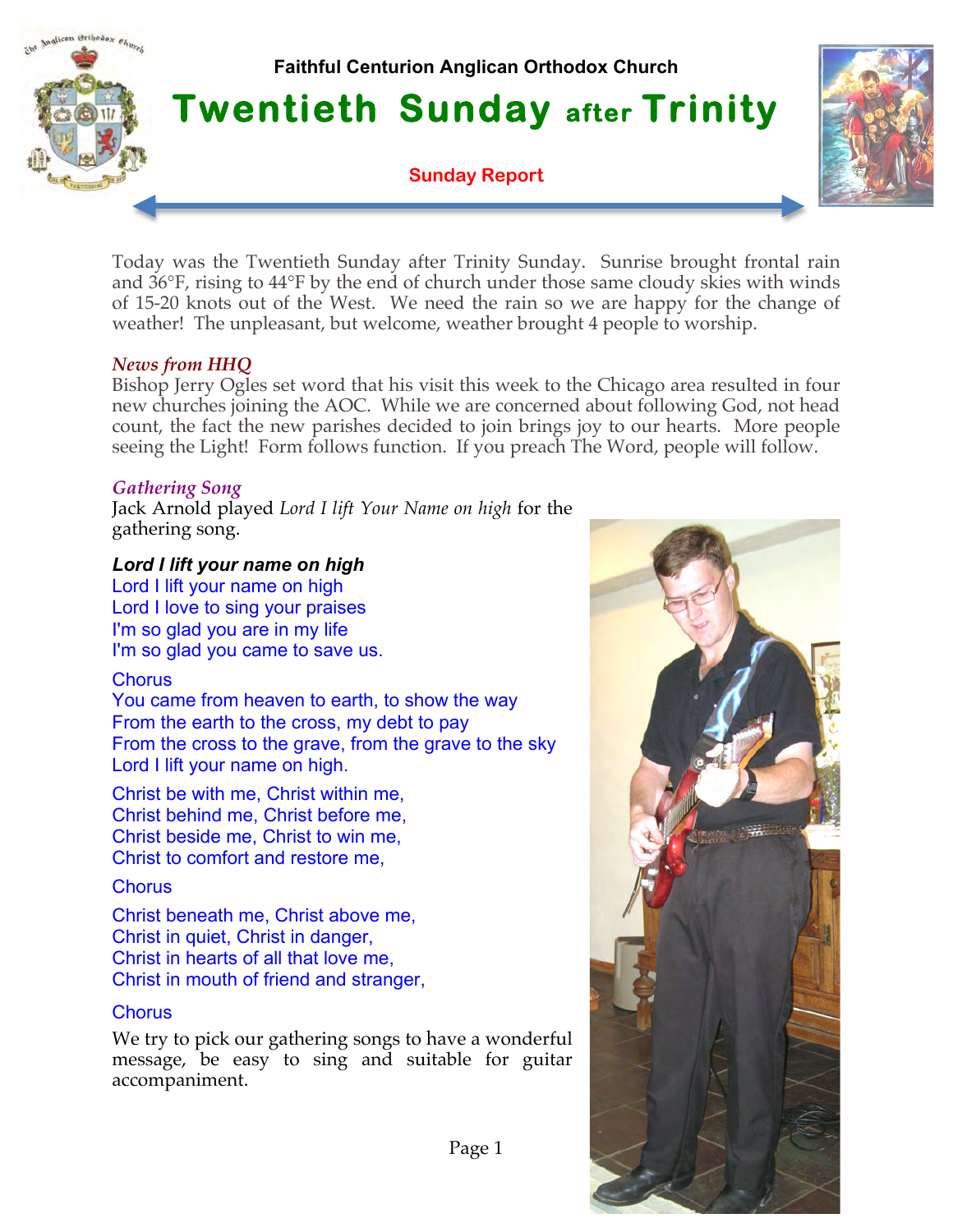Faithful Centurion Anglican Orthodox Church

# Twentieth Sunday after Trinity

**Sunday Report**

Today was the Twentieth Sunday after Trinity Sunday. Sunrise brought frontal rain and 36°F, rising to 44°F by the end of church under those same cloudy skies with winds of 15-20 knots out of the West. We need the rain so we are happy for the change of weather! The unpleasant, but welcome, weather brought 4 people to worship.

### *News from HHQ*

Bishop Jerry Ogles set word that his visit this week to the Chicago area resulted in four new churches joining the AOC. While we are concerned about following God, not head count, the fact the new parishes decided to join brings joy to our hearts. More people seeing the Light! Form follows function. If you preach The Word, people will follow.

### *Gathering Song*

Jack Arnold played *Lord I lift Your Name on high* for the gathering song.

***Lord I lift your name on high***

Lord I lift your name on high
Lord I love to sing your praises
I'm so glad you are in my life
I'm so glad you came to save us.

Chorus
You came from heaven to earth, to show the way
From the earth to the cross, my debt to pay
From the cross to the grave, from the grave to the sky
Lord I lift your name on high.

Christ be with me, Christ within me,
Christ behind me, Christ before me,
Christ beside me, Christ to win me,
Christ to comfort and restore me,

Chorus

Christ beneath me, Christ above me,
Christ in quiet, Christ in danger,
Christ in hearts of all that love me,
Christ in mouth of friend and stranger,

Chorus

We try to pick our gathering songs to have a wonderful message, be easy to sing and suitable for guitar accompaniment.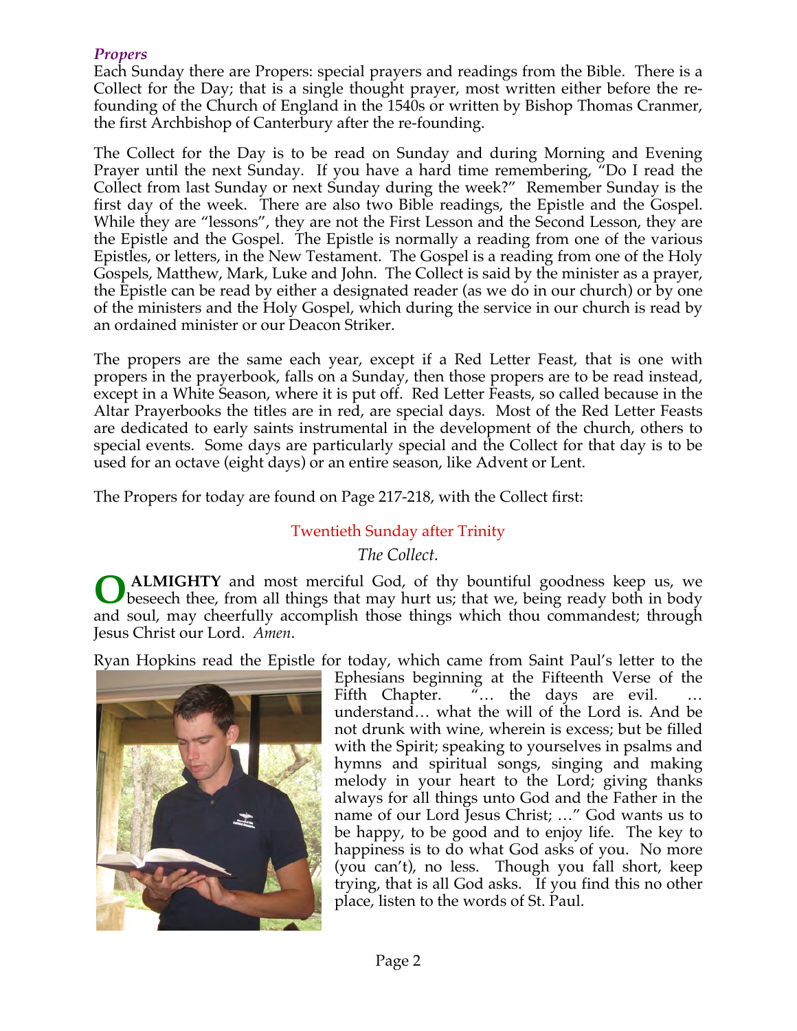### *Propers*

Each Sunday there are Propers: special prayers and readings from the Bible. There is a Collect for the Day; that is a single thought prayer, most written either before the re-founding of the Church of England in the 1540s or written by Bishop Thomas Cranmer, the first Archbishop of Canterbury after the re-founding.

The Collect for the Day is to be read on Sunday and during Morning and Evening Prayer until the next Sunday. If you have a hard time remembering, "Do I read the Collect from last Sunday or next Sunday during the week?" Remember Sunday is the first day of the week. There are also two Bible readings, the Epistle and the Gospel. While they are "lessons", they are not the First Lesson and the Second Lesson, they are the Epistle and the Gospel. The Epistle is normally a reading from one of the various Epistles, or letters, in the New Testament. The Gospel is a reading from one of the Holy Gospels, Matthew, Mark, Luke and John. The Collect is said by the minister as a prayer, the Epistle can be read by either a designated reader (as we do in our church) or by one of the ministers and the Holy Gospel, which during the service in our church is read by an ordained minister or our Deacon Striker.

The propers are the same each year, except if a Red Letter Feast, that is one with propers in the prayerbook, falls on a Sunday, then those propers are to be read instead, except in a White Season, where it is put off. Red Letter Feasts, so called because in the Altar Prayerbooks the titles are in red, are special days. Most of the Red Letter Feasts are dedicated to early saints instrumental in the development of the church, others to special events. Some days are particularly special and the Collect for that day is to be used for an octave (eight days) or an entire season, like Advent or Lent.

The Propers for today are found on Page 217-218, with the Collect first:

Twentieth Sunday after Trinity

*The Collect.*

**O ALMIGHTY** and most merciful God, of thy bountiful goodness keep us, we beseech thee, from all things that may hurt us; that we, being ready both in body and soul, may cheerfully accomplish those things which thou commandest; through Jesus Christ our Lord. *Amen*.

Ryan Hopkins read the Epistle for today, which came from Saint Paul's letter to the Ephesians beginning at the Fifteenth Verse of the Fifth Chapter. "… the days are evil. … understand… what the will of the Lord is. And be not drunk with wine, wherein is excess; but be filled with the Spirit; speaking to yourselves in psalms and hymns and spiritual songs, singing and making melody in your heart to the Lord; giving thanks always for all things unto God and the Father in the name of our Lord Jesus Christ; …" God wants us to be happy, to be good and to enjoy life. The key to happiness is to do what God asks of you. No more (you can't), no less. Though you fall short, keep trying, that is all God asks. If you find this no other place, listen to the words of St. Paul.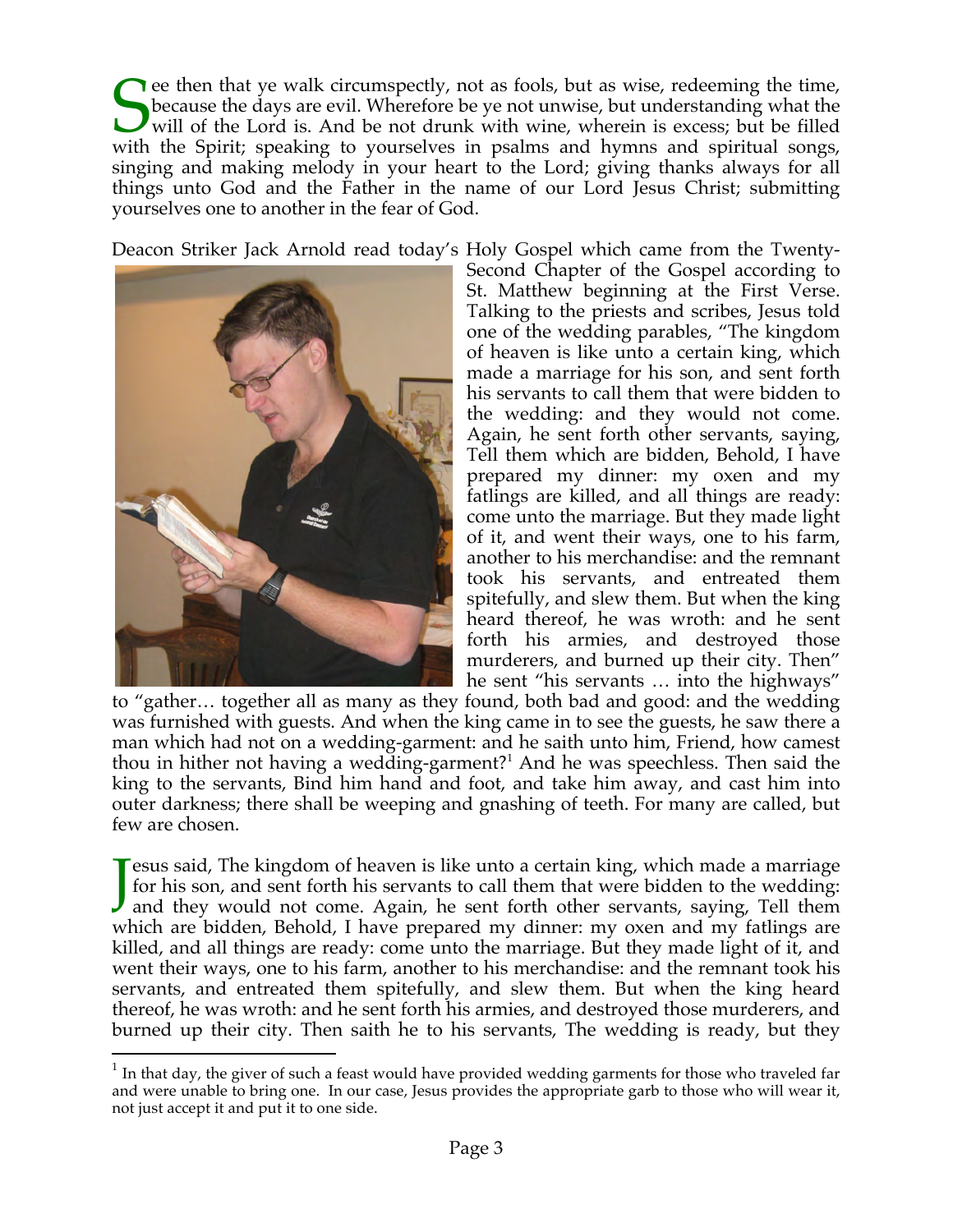See then that ye walk circumspectly, not as fools, but as wise, redeeming the time, because the days are evil. Wherefore be ye not unwise, but understanding what the will of the Lord is. And be not drunk with wine, wherein is excess; but be filled with the Spirit; speaking to yourselves in psalms and hymns and spiritual songs, singing and making melody in your heart to the Lord; giving thanks always for all things unto God and the Father in the name of our Lord Jesus Christ; submitting yourselves one to another in the fear of God.

Deacon Striker Jack Arnold read today's Holy Gospel which came from the Twenty-Second Chapter of the Gospel according to St. Matthew beginning at the First Verse. Talking to the priests and scribes, Jesus told one of the wedding parables, "The kingdom of heaven is like unto a certain king, which made a marriage for his son, and sent forth his servants to call them that were bidden to the wedding: and they would not come. Again, he sent forth other servants, saying, Tell them which are bidden, Behold, I have prepared my dinner: my oxen and my fatlings are killed, and all things are ready: come unto the marriage. But they made light of it, and went their ways, one to his farm, another to his merchandise: and the remnant took his servants, and entreated them spitefully, and slew them. But when the king heard thereof, he was wroth: and he sent forth his armies, and destroyed those murderers, and burned up their city. Then" he sent "his servants … into the highways" to "gather… together all as many as they found, both bad and good: and the wedding was furnished with guests. And when the king came in to see the guests, he saw there a man which had not on a wedding-garment: and he saith unto him, Friend, how camest thou in hither not having a wedding-garment?[1] And he was speechless. Then said the king to the servants, Bind him hand and foot, and take him away, and cast him into outer darkness; there shall be weeping and gnashing of teeth. For many are called, but few are chosen.

Jesus said, The kingdom of heaven is like unto a certain king, which made a marriage for his son, and sent forth his servants to call them that were bidden to the wedding: and they would not come. Again, he sent forth other servants, saying, Tell them which are bidden, Behold, I have prepared my dinner: my oxen and my fatlings are killed, and all things are ready: come unto the marriage. But they made light of it, and went their ways, one to his farm, another to his merchandise: and the remnant took his servants, and entreated them spitefully, and slew them. But when the king heard thereof, he was wroth: and he sent forth his armies, and destroyed those murderers, and burned up their city. Then saith he to his servants, The wedding is ready, but they

---

[1] In that day, the giver of such a feast would have provided wedding garments for those who traveled far and were unable to bring one. In our case, Jesus provides the appropriate garb to those who will wear it, not just accept it and put it to one side.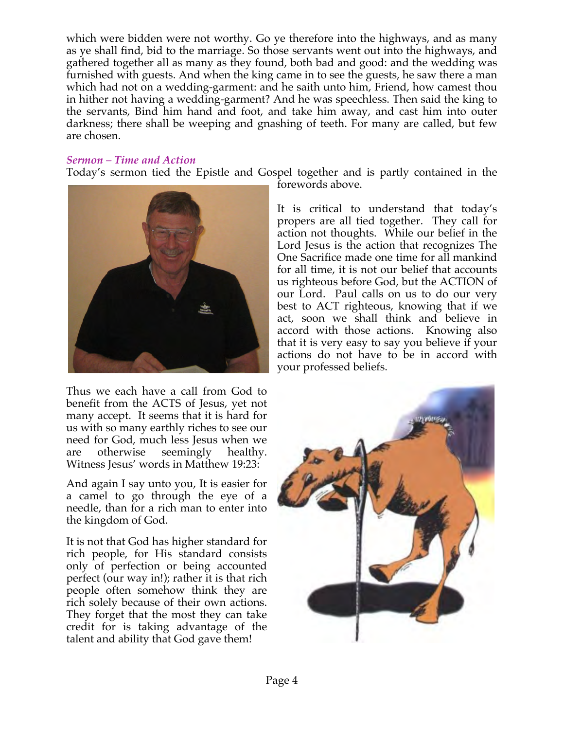which were bidden were not worthy. Go ye therefore into the highways, and as many as ye shall find, bid to the marriage. So those servants went out into the highways, and gathered together all as many as they found, both bad and good: and the wedding was furnished with guests. And when the king came in to see the guests, he saw there a man which had not on a wedding-garment: and he saith unto him, Friend, how camest thou in hither not having a wedding-garment? And he was speechless. Then said the king to the servants, Bind him hand and foot, and take him away, and cast him into outer darkness; there shall be weeping and gnashing of teeth. For many are called, but few are chosen.

### *Sermon – Time and Action*

Today's sermon tied the Epistle and Gospel together and is partly contained in the forewords above.

It is critical to understand that today's propers are all tied together. They call for action not thoughts. While our belief in the Lord Jesus is the action that recognizes The One Sacrifice made one time for all mankind for all time, it is not our belief that accounts us righteous before God, but the ACTION of our Lord. Paul calls on us to do our very best to ACT righteous, knowing that if we act, soon we shall think and believe in accord with those actions. Knowing also that it is very easy to say you believe if your actions do not have to be in accord with your professed beliefs.

Thus we each have a call from God to benefit from the ACTS of Jesus, yet not many accept. It seems that it is hard for us with so many earthly riches to see our need for God, much less Jesus when we are otherwise seemingly healthy. Witness Jesus' words in Matthew 19:23:

And again I say unto you, It is easier for a camel to go through the eye of a needle, than for a rich man to enter into the kingdom of God.

It is not that God has higher standard for rich people, for His standard consists only of perfection or being accounted perfect (our way in!); rather it is that rich people often somehow think they are rich solely because of their own actions. They forget that the most they can take credit for is taking advantage of the talent and ability that God gave them!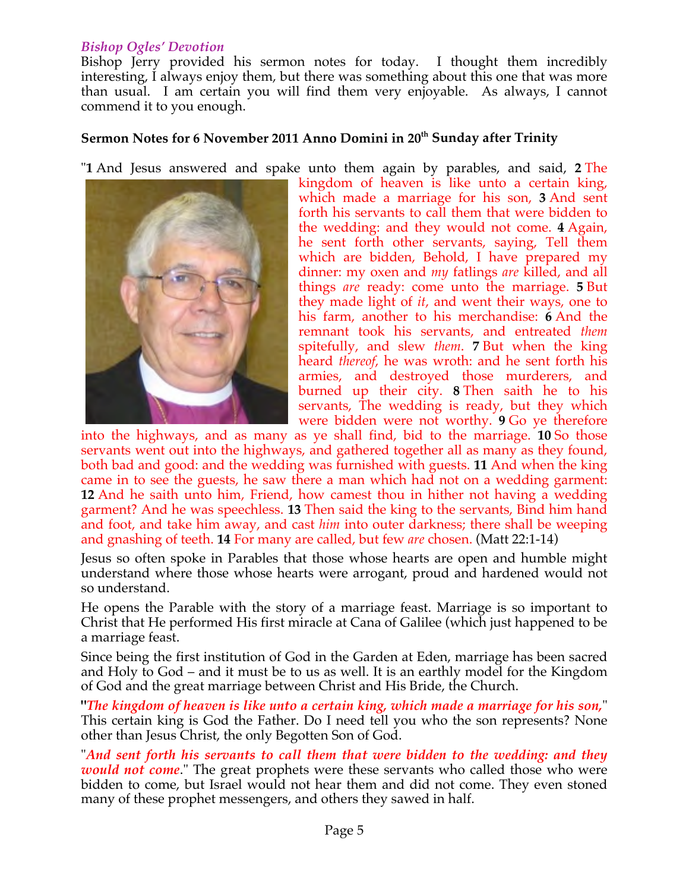*Bishop Ogles' Devotion*

Bishop Jerry provided his sermon notes for today. I thought them incredibly interesting, I always enjoy them, but there was something about this one that was more than usual. I am certain you will find them very enjoyable. As always, I cannot commend it to you enough.

**Sermon Notes for 6 November 2011 Anno Domini in 20th Sunday after Trinity**

"**1** And Jesus answered and spake unto them again by parables, and said, **2** The kingdom of heaven is like unto a certain king, which made a marriage for his son, **3** And sent forth his servants to call them that were bidden to the wedding: and they would not come. **4** Again, he sent forth other servants, saying, Tell them which are bidden, Behold, I have prepared my dinner: my oxen and *my* fatlings *are* killed, and all things *are* ready: come unto the marriage. **5** But they made light of *it*, and went their ways, one to his farm, another to his merchandise: **6** And the remnant took his servants, and entreated *them* spitefully, and slew *them*. **7** But when the king heard *thereof*, he was wroth: and he sent forth his armies, and destroyed those murderers, and burned up their city. **8** Then saith he to his servants, The wedding is ready, but they which were bidden were not worthy. **9** Go ye therefore into the highways, and as many as ye shall find, bid to the marriage. **10** So those servants went out into the highways, and gathered together all as many as they found, both bad and good: and the wedding was furnished with guests. **11** And when the king came in to see the guests, he saw there a man which had not on a wedding garment: **12** And he saith unto him, Friend, how camest thou in hither not having a wedding garment? And he was speechless. **13** Then said the king to the servants, Bind him hand and foot, and take him away, and cast *him* into outer darkness; there shall be weeping and gnashing of teeth. **14** For many are called, but few *are* chosen. (Matt 22:1-14)

Jesus so often spoke in Parables that those whose hearts are open and humble might understand where those whose hearts were arrogant, proud and hardened would not so understand.

He opens the Parable with the story of a marriage feast. Marriage is so important to Christ that He performed His first miracle at Cana of Galilee (which just happened to be a marriage feast.

Since being the first institution of God in the Garden at Eden, marriage has been sacred and Holy to God – and it must be to us as well. It is an earthly model for the Kingdom of God and the great marriage between Christ and His Bride, the Church.

"***The kingdom of heaven is like unto a certain king, which made a marriage for his son,***" This certain king is God the Father. Do I need tell you who the son represents? None other than Jesus Christ, the only Begotten Son of God.

"***And sent forth his servants to call them that were bidden to the wedding: and they would not come***." The great prophets were these servants who called those who were bidden to come, but Israel would not hear them and did not come. They even stoned many of these prophet messengers, and others they sawed in half.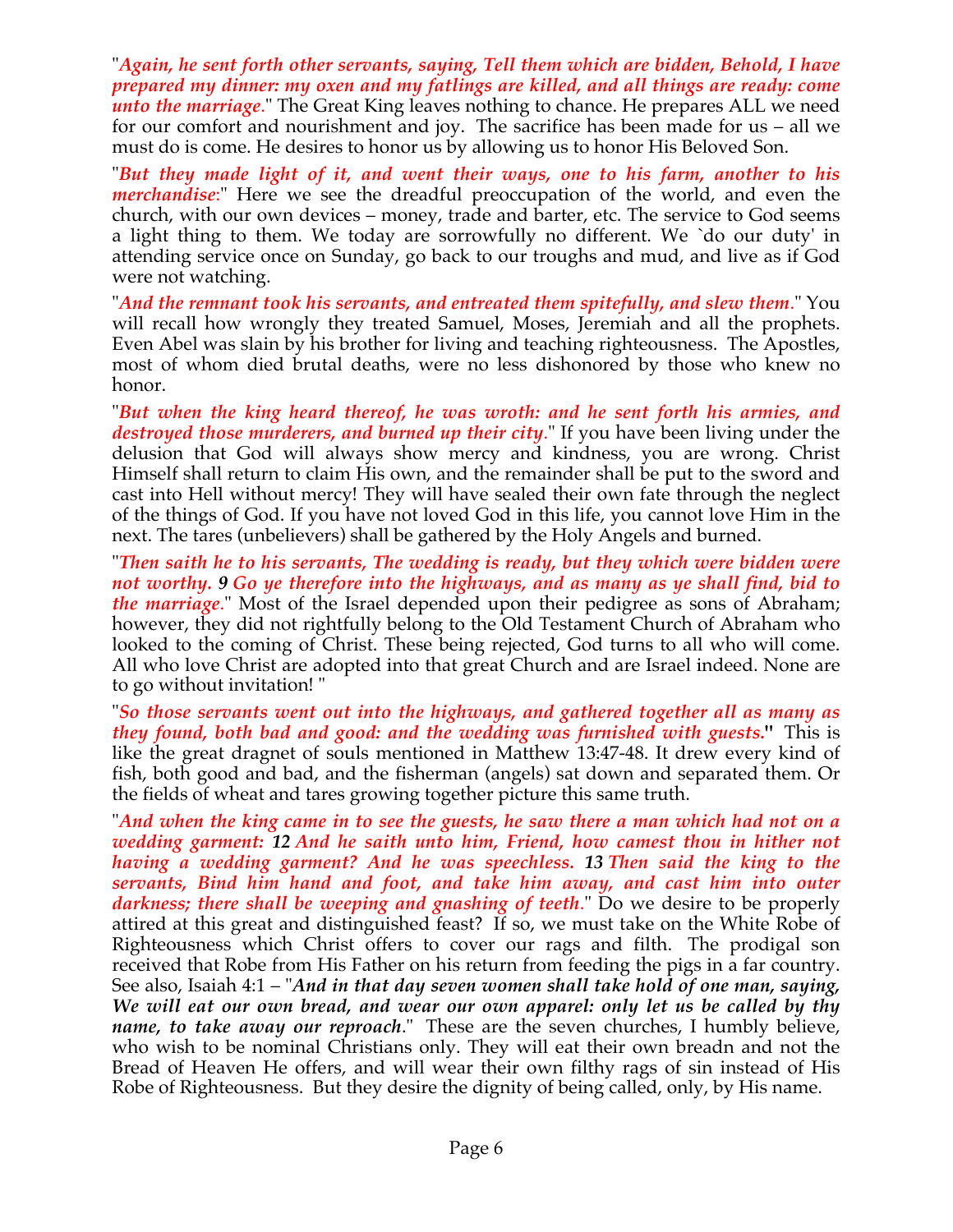"***Again, he sent forth other servants, saying, Tell them which are bidden, Behold, I have prepared my dinner: my oxen and my fatlings are killed, and all things are ready: come unto the marriage***." The Great King leaves nothing to chance. He prepares ALL we need for our comfort and nourishment and joy. The sacrifice has been made for us – all we must do is come. He desires to honor us by allowing us to honor His Beloved Son.

"***But they made light of it, and went their ways, one to his farm, another to his merchandise***:" Here we see the dreadful preoccupation of the world, and even the church, with our own devices – money, trade and barter, etc. The service to God seems a light thing to them. We today are sorrowfully no different. We `do our duty' in attending service once on Sunday, go back to our troughs and mud, and live as if God were not watching.

"***And the remnant took his servants, and entreated them spitefully, and slew them***." You will recall how wrongly they treated Samuel, Moses, Jeremiah and all the prophets. Even Abel was slain by his brother for living and teaching righteousness. The Apostles, most of whom died brutal deaths, were no less dishonored by those who knew no honor.

"***But when the king heard thereof, he was wroth: and he sent forth his armies, and destroyed those murderers, and burned up their city***." If you have been living under the delusion that God will always show mercy and kindness, you are wrong. Christ Himself shall return to claim His own, and the remainder shall be put to the sword and cast into Hell without mercy! They will have sealed their own fate through the neglect of the things of God. If you have not loved God in this life, you cannot love Him in the next. The tares (unbelievers) shall be gathered by the Holy Angels and burned.

"***Then saith he to his servants, The wedding is ready, but they which were bidden were not worthy. 9 Go ye therefore into the highways, and as many as ye shall find, bid to the marriage***." Most of the Israel depended upon their pedigree as sons of Abraham; however, they did not rightfully belong to the Old Testament Church of Abraham who looked to the coming of Christ. These being rejected, God turns to all who will come. All who love Christ are adopted into that great Church and are Israel indeed. None are to go without invitation! "

"***So those servants went out into the highways, and gathered together all as many as they found, both bad and good: and the wedding was furnished with guests.*" This is like the great dragnet of souls mentioned in Matthew 13:47-48. It drew every kind of fish, both good and bad, and the fisherman (angels) sat down and separated them. Or the fields of wheat and tares growing together picture this same truth.

"***And when the king came in to see the guests, he saw there a man which had not on a wedding garment: 12 And he saith unto him, Friend, how camest thou in hither not having a wedding garment? And he was speechless. 13 Then said the king to the servants, Bind him hand and foot, and take him away, and cast him into outer darkness; there shall be weeping and gnashing of teeth***." Do we desire to be properly attired at this great and distinguished feast? If so, we must take on the White Robe of Righteousness which Christ offers to cover our rags and filth. The prodigal son received that Robe from His Father on his return from feeding the pigs in a far country. See also, Isaiah 4:1 – "***And in that day seven women shall take hold of one man, saying, We will eat our own bread, and wear our own apparel: only let us be called by thy name, to take away our reproach***." These are the seven churches, I humbly believe, who wish to be nominal Christians only. They will eat their own breadn and not the Bread of Heaven He offers, and will wear their own filthy rags of sin instead of His Robe of Righteousness. But they desire the dignity of being called, only, by His name.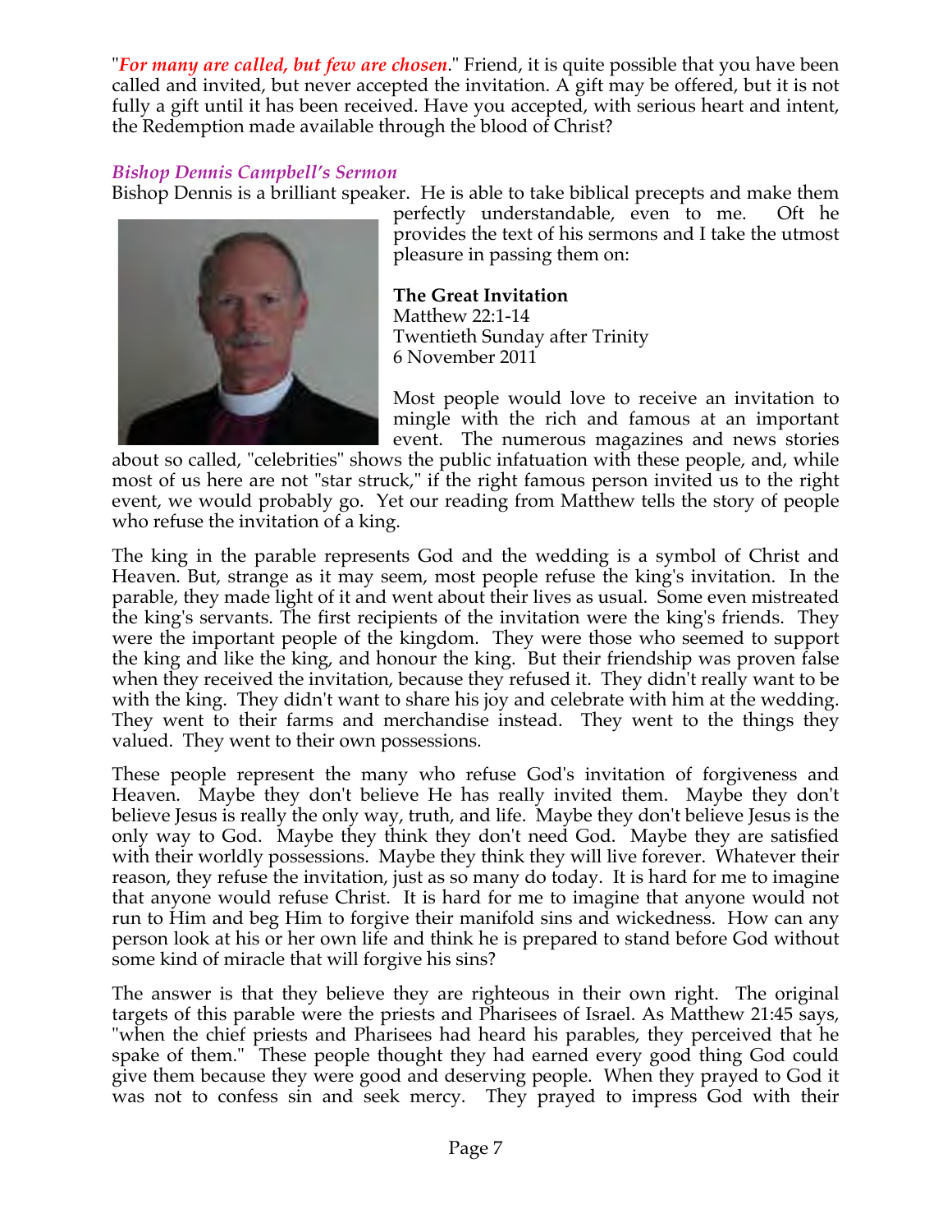"*For many are called, but few are chosen*." Friend, it is quite possible that you have been called and invited, but never accepted the invitation. A gift may be offered, but it is not fully a gift until it has been received. Have you accepted, with serious heart and intent, the Redemption made available through the blood of Christ?

### *Bishop Dennis Campbell's Sermon*

Bishop Dennis is a brilliant speaker. He is able to take biblical precepts and make them perfectly understandable, even to me. Oft he provides the text of his sermons and I take the utmost pleasure in passing them on:

**The Great Invitation**
Matthew 22:1-14
Twentieth Sunday after Trinity
6 November 2011

Most people would love to receive an invitation to mingle with the rich and famous at an important event. The numerous magazines and news stories about so called, "celebrities" shows the public infatuation with these people, and, while most of us here are not "star struck," if the right famous person invited us to the right event, we would probably go. Yet our reading from Matthew tells the story of people who refuse the invitation of a king.

The king in the parable represents God and the wedding is a symbol of Christ and Heaven. But, strange as it may seem, most people refuse the king's invitation. In the parable, they made light of it and went about their lives as usual. Some even mistreated the king's servants. The first recipients of the invitation were the king's friends. They were the important people of the kingdom. They were those who seemed to support the king and like the king, and honour the king. But their friendship was proven false when they received the invitation, because they refused it. They didn't really want to be with the king. They didn't want to share his joy and celebrate with him at the wedding. They went to their farms and merchandise instead. They went to the things they valued. They went to their own possessions.

These people represent the many who refuse God's invitation of forgiveness and Heaven. Maybe they don't believe He has really invited them. Maybe they don't believe Jesus is really the only way, truth, and life. Maybe they don't believe Jesus is the only way to God. Maybe they think they don't need God. Maybe they are satisfied with their worldly possessions. Maybe they think they will live forever. Whatever their reason, they refuse the invitation, just as so many do today. It is hard for me to imagine that anyone would refuse Christ. It is hard for me to imagine that anyone would not run to Him and beg Him to forgive their manifold sins and wickedness. How can any person look at his or her own life and think he is prepared to stand before God without some kind of miracle that will forgive his sins?

The answer is that they believe they are righteous in their own right. The original targets of this parable were the priests and Pharisees of Israel. As Matthew 21:45 says, "when the chief priests and Pharisees had heard his parables, they perceived that he spake of them." These people thought they had earned every good thing God could give them because they were good and deserving people. When they prayed to God it was not to confess sin and seek mercy. They prayed to impress God with their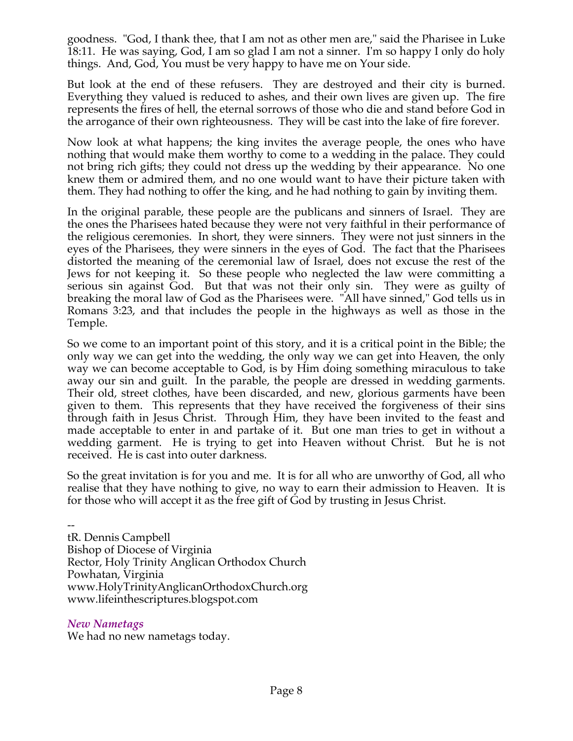goodness. "God, I thank thee, that I am not as other men are," said the Pharisee in Luke 18:11. He was saying, God, I am so glad I am not a sinner. I'm so happy I only do holy things. And, God, You must be very happy to have me on Your side.

But look at the end of these refusers. They are destroyed and their city is burned. Everything they valued is reduced to ashes, and their own lives are given up. The fire represents the fires of hell, the eternal sorrows of those who die and stand before God in the arrogance of their own righteousness. They will be cast into the lake of fire forever.

Now look at what happens; the king invites the average people, the ones who have nothing that would make them worthy to come to a wedding in the palace. They could not bring rich gifts; they could not dress up the wedding by their appearance. No one knew them or admired them, and no one would want to have their picture taken with them. They had nothing to offer the king, and he had nothing to gain by inviting them.

In the original parable, these people are the publicans and sinners of Israel. They are the ones the Pharisees hated because they were not very faithful in their performance of the religious ceremonies. In short, they were sinners. They were not just sinners in the eyes of the Pharisees, they were sinners in the eyes of God. The fact that the Pharisees distorted the meaning of the ceremonial law of Israel, does not excuse the rest of the Jews for not keeping it. So these people who neglected the law were committing a serious sin against God. But that was not their only sin. They were as guilty of breaking the moral law of God as the Pharisees were. "All have sinned," God tells us in Romans 3:23, and that includes the people in the highways as well as those in the Temple.

So we come to an important point of this story, and it is a critical point in the Bible; the only way we can get into the wedding, the only way we can get into Heaven, the only way we can become acceptable to God, is by Him doing something miraculous to take away our sin and guilt. In the parable, the people are dressed in wedding garments. Their old, street clothes, have been discarded, and new, glorious garments have been given to them. This represents that they have received the forgiveness of their sins through faith in Jesus Christ. Through Him, they have been invited to the feast and made acceptable to enter in and partake of it. But one man tries to get in without a wedding garment. He is trying to get into Heaven without Christ. But he is not received. He is cast into outer darkness.

So the great invitation is for you and me. It is for all who are unworthy of God, all who realise that they have nothing to give, no way to earn their admission to Heaven. It is for those who will accept it as the free gift of God by trusting in Jesus Christ.

--
tR. Dennis Campbell
Bishop of Diocese of Virginia
Rector, Holy Trinity Anglican Orthodox Church
Powhatan, Virginia
www.HolyTrinityAnglicanOrthodoxChurch.org
www.lifeinthescriptures.blogspot.com

### *New Nametags*

We had no new nametags today.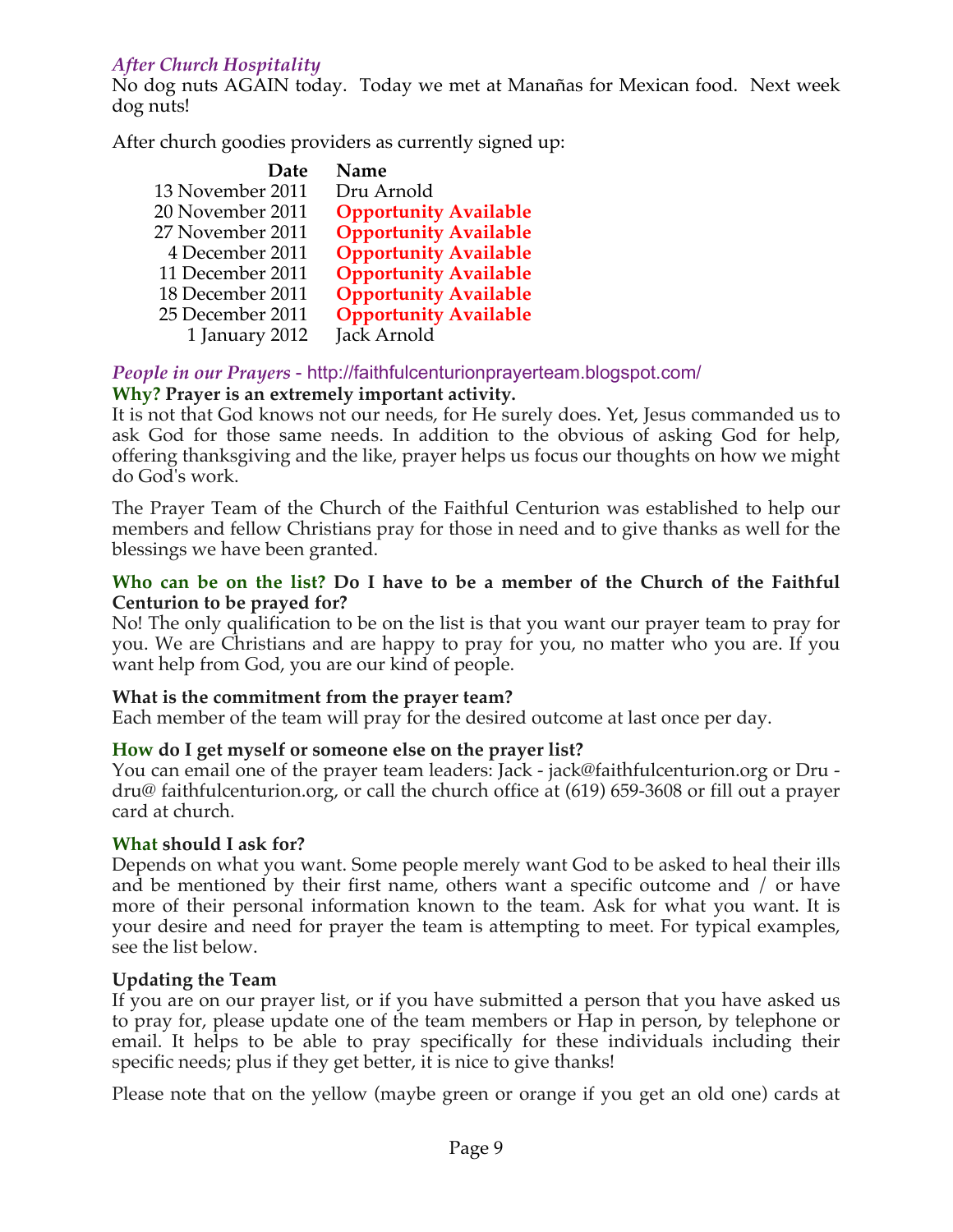*After Church Hospitality*

No dog nuts AGAIN today. Today we met at Manañas for Mexican food. Next week dog nuts!

After church goodies providers as currently signed up:

| Date | Name |
|---|---|
| 13 November 2011 | Dru Arnold |
| 20 November 2011 | **Opportunity Available** |
| 27 November 2011 | **Opportunity Available** |
| 4 December 2011 | **Opportunity Available** |
| 11 December 2011 | **Opportunity Available** |
| 18 December 2011 | **Opportunity Available** |
| 25 December 2011 | **Opportunity Available** |
| 1 January 2012 | Jack Arnold |

*People in our Prayers* - http://faithfulcenturionprayerteam.blogspot.com/

**Why? Prayer is an extremely important activity.**

It is not that God knows not our needs, for He surely does. Yet, Jesus commanded us to ask God for those same needs. In addition to the obvious of asking God for help, offering thanksgiving and the like, prayer helps us focus our thoughts on how we might do God's work.

The Prayer Team of the Church of the Faithful Centurion was established to help our members and fellow Christians pray for those in need and to give thanks as well for the blessings we have been granted.

**Who can be on the list? Do I have to be a member of the Church of the Faithful Centurion to be prayed for?**

No! The only qualification to be on the list is that you want our prayer team to pray for you. We are Christians and are happy to pray for you, no matter who you are. If you want help from God, you are our kind of people.

**What is the commitment from the prayer team?**

Each member of the team will pray for the desired outcome at last once per day.

**How do I get myself or someone else on the prayer list?**

You can email one of the prayer team leaders: Jack - jack@faithfulcenturion.org or Dru - dru@ faithfulcenturion.org, or call the church office at (619) 659-3608 or fill out a prayer card at church.

**What should I ask for?**

Depends on what you want. Some people merely want God to be asked to heal their ills and be mentioned by their first name, others want a specific outcome and / or have more of their personal information known to the team. Ask for what you want. It is your desire and need for prayer the team is attempting to meet. For typical examples, see the list below.

**Updating the Team**

If you are on our prayer list, or if you have submitted a person that you have asked us to pray for, please update one of the team members or Hap in person, by telephone or email. It helps to be able to pray specifically for these individuals including their specific needs; plus if they get better, it is nice to give thanks!

Please note that on the yellow (maybe green or orange if you get an old one) cards at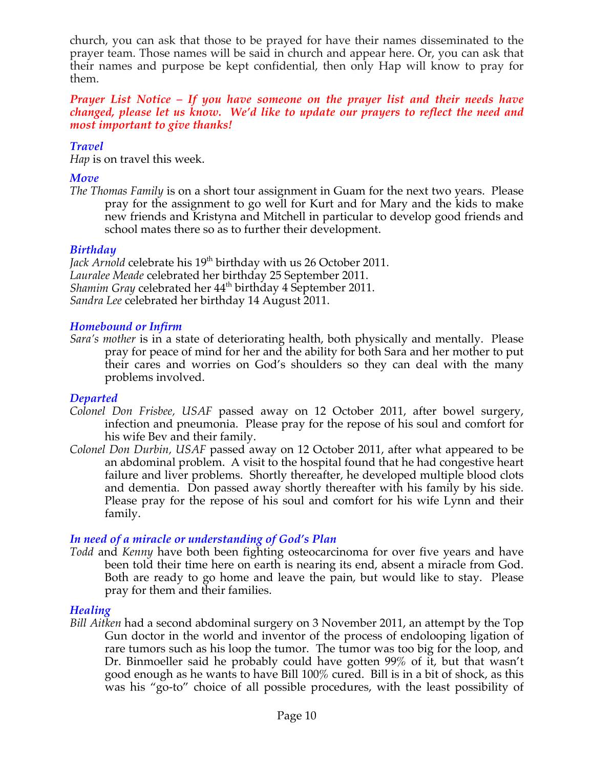church, you can ask that those to be prayed for have their names disseminated to the prayer team. Those names will be said in church and appear here. Or, you can ask that their names and purpose be kept confidential, then only Hap will know to pray for them.

***Prayer List Notice – If you have someone on the prayer list and their needs have changed, please let us know. We'd like to update our prayers to reflect the need and most important to give thanks!***

### *Travel*

*Hap* is on travel this week.

### *Move*

*The Thomas Family* is on a short tour assignment in Guam for the next two years. Please pray for the assignment to go well for Kurt and for Mary and the kids to make new friends and Kristyna and Mitchell in particular to develop good friends and school mates there so as to further their development.

### *Birthday*

*Jack Arnold* celebrate his 19th birthday with us 26 October 2011.
*Lauralee Meade* celebrated her birthday 25 September 2011.
*Shamim Gray* celebrated her 44th birthday 4 September 2011.
*Sandra Lee* celebrated her birthday 14 August 2011.

### *Homebound or Infirm*

*Sara's mother* is in a state of deteriorating health, both physically and mentally. Please pray for peace of mind for her and the ability for both Sara and her mother to put their cares and worries on God's shoulders so they can deal with the many problems involved.

### *Departed*

*Colonel Don Frisbee, USAF* passed away on 12 October 2011, after bowel surgery, infection and pneumonia. Please pray for the repose of his soul and comfort for his wife Bev and their family.

*Colonel Don Durbin, USAF* passed away on 12 October 2011, after what appeared to be an abdominal problem. A visit to the hospital found that he had congestive heart failure and liver problems. Shortly thereafter, he developed multiple blood clots and dementia. Don passed away shortly thereafter with his family by his side. Please pray for the repose of his soul and comfort for his wife Lynn and their family.

### *In need of a miracle or understanding of God's Plan*

*Todd* and *Kenny* have both been fighting osteocarcinoma for over five years and have been told their time here on earth is nearing its end, absent a miracle from God. Both are ready to go home and leave the pain, but would like to stay. Please pray for them and their families.

### *Healing*

*Bill Aitken* had a second abdominal surgery on 3 November 2011, an attempt by the Top Gun doctor in the world and inventor of the process of endolooping ligation of rare tumors such as his loop the tumor. The tumor was too big for the loop, and Dr. Binmoeller said he probably could have gotten 99% of it, but that wasn't good enough as he wants to have Bill 100% cured. Bill is in a bit of shock, as this was his "go-to" choice of all possible procedures, with the least possibility of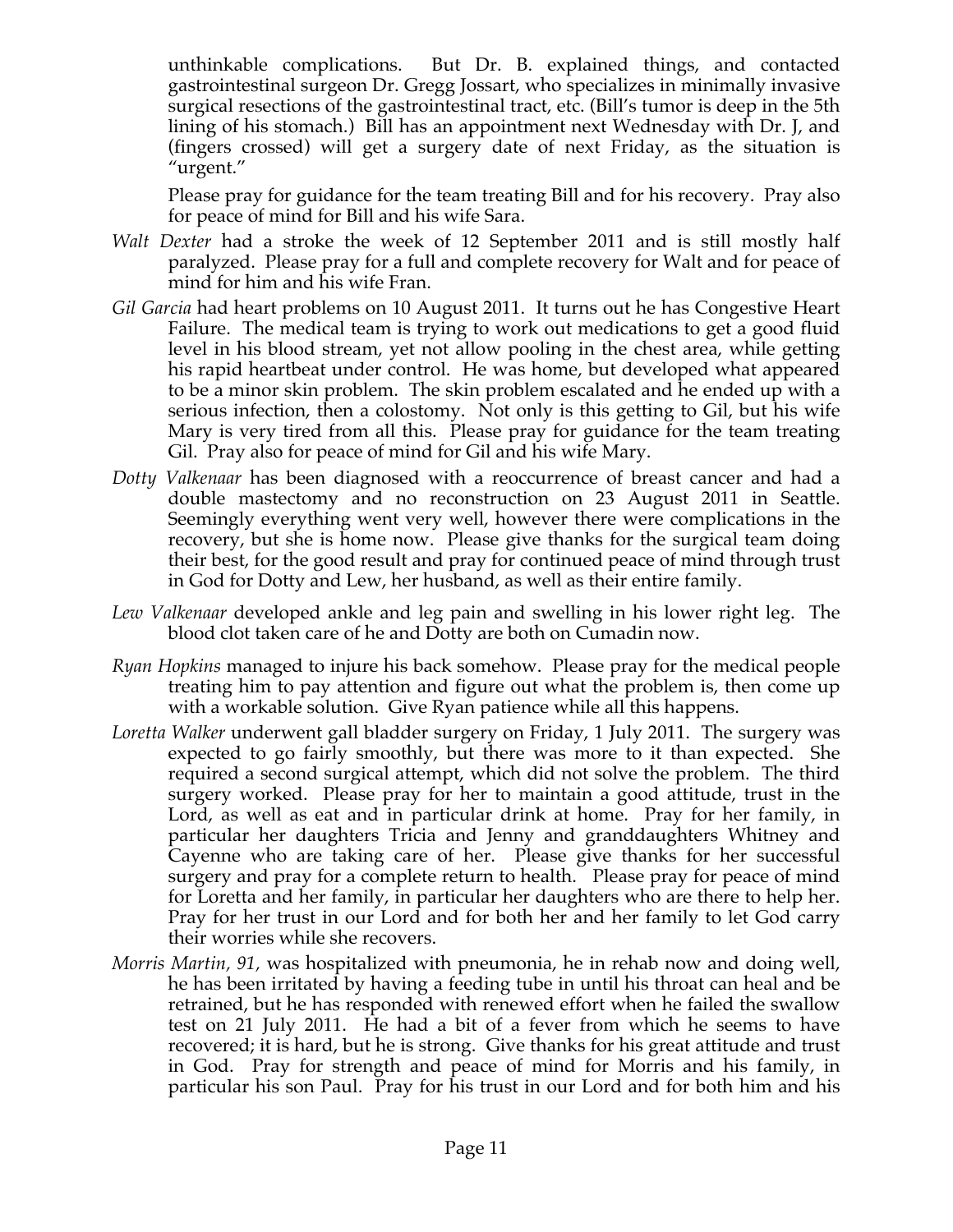unthinkable complications. But Dr. B. explained things, and contacted gastrointestinal surgeon Dr. Gregg Jossart, who specializes in minimally invasive surgical resections of the gastrointestinal tract, etc. (Bill's tumor is deep in the 5th lining of his stomach.) Bill has an appointment next Wednesday with Dr. J, and (fingers crossed) will get a surgery date of next Friday, as the situation is "urgent."

Please pray for guidance for the team treating Bill and for his recovery. Pray also for peace of mind for Bill and his wife Sara.

- *Walt Dexter* had a stroke the week of 12 September 2011 and is still mostly half paralyzed. Please pray for a full and complete recovery for Walt and for peace of mind for him and his wife Fran.
- *Gil Garcia* had heart problems on 10 August 2011. It turns out he has Congestive Heart Failure. The medical team is trying to work out medications to get a good fluid level in his blood stream, yet not allow pooling in the chest area, while getting his rapid heartbeat under control. He was home, but developed what appeared to be a minor skin problem. The skin problem escalated and he ended up with a serious infection, then a colostomy. Not only is this getting to Gil, but his wife Mary is very tired from all this. Please pray for guidance for the team treating Gil. Pray also for peace of mind for Gil and his wife Mary.
- *Dotty Valkenaar* has been diagnosed with a reoccurrence of breast cancer and had a double mastectomy and no reconstruction on 23 August 2011 in Seattle. Seemingly everything went very well, however there were complications in the recovery, but she is home now. Please give thanks for the surgical team doing their best, for the good result and pray for continued peace of mind through trust in God for Dotty and Lew, her husband, as well as their entire family.
- *Lew Valkenaar* developed ankle and leg pain and swelling in his lower right leg. The blood clot taken care of he and Dotty are both on Cumadin now.
- *Ryan Hopkins* managed to injure his back somehow. Please pray for the medical people treating him to pay attention and figure out what the problem is, then come up with a workable solution. Give Ryan patience while all this happens.
- *Loretta Walker* underwent gall bladder surgery on Friday, 1 July 2011. The surgery was expected to go fairly smoothly, but there was more to it than expected. She required a second surgical attempt, which did not solve the problem. The third surgery worked. Please pray for her to maintain a good attitude, trust in the Lord, as well as eat and in particular drink at home. Pray for her family, in particular her daughters Tricia and Jenny and granddaughters Whitney and Cayenne who are taking care of her. Please give thanks for her successful surgery and pray for a complete return to health. Please pray for peace of mind for Loretta and her family, in particular her daughters who are there to help her. Pray for her trust in our Lord and for both her and her family to let God carry their worries while she recovers.
- *Morris Martin, 91,* was hospitalized with pneumonia, he in rehab now and doing well, he has been irritated by having a feeding tube in until his throat can heal and be retrained, but he has responded with renewed effort when he failed the swallow test on 21 July 2011. He had a bit of a fever from which he seems to have recovered; it is hard, but he is strong. Give thanks for his great attitude and trust in God. Pray for strength and peace of mind for Morris and his family, in particular his son Paul. Pray for his trust in our Lord and for both him and his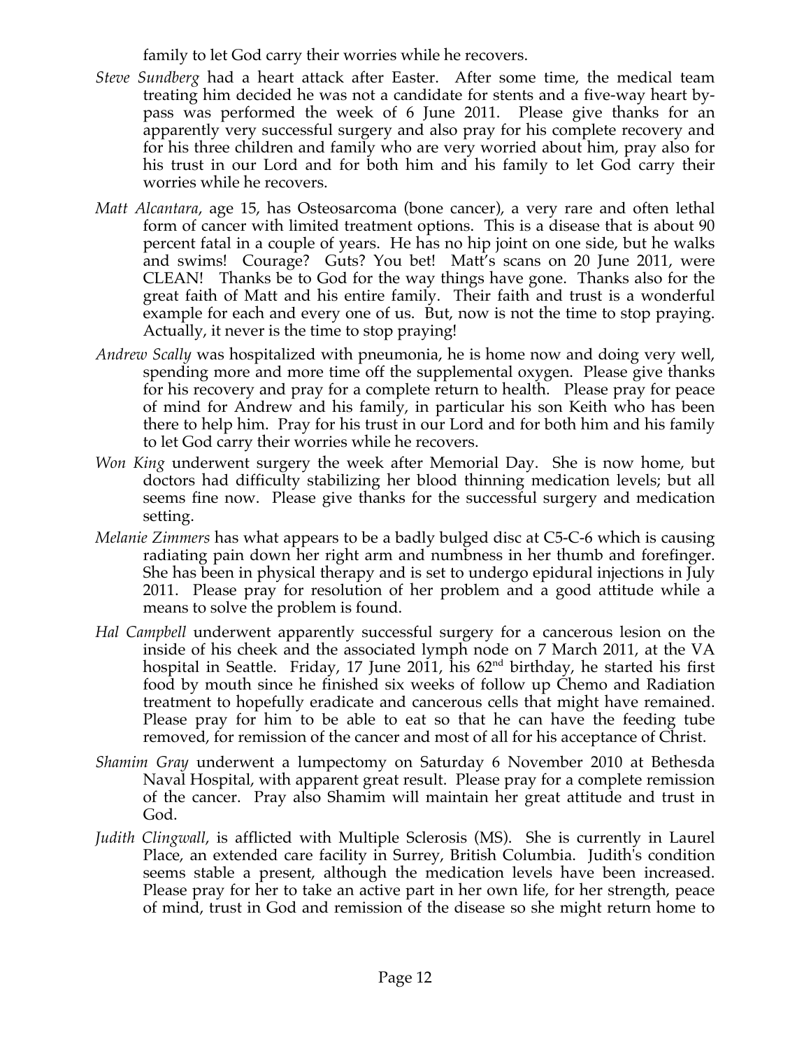family to let God carry their worries while he recovers.

- *Steve Sundberg* had a heart attack after Easter. After some time, the medical team treating him decided he was not a candidate for stents and a five-way heart by-pass was performed the week of 6 June 2011. Please give thanks for an apparently very successful surgery and also pray for his complete recovery and for his three children and family who are very worried about him, pray also for his trust in our Lord and for both him and his family to let God carry their worries while he recovers.
- *Matt Alcantara*, age 15, has Osteosarcoma (bone cancer), a very rare and often lethal form of cancer with limited treatment options. This is a disease that is about 90 percent fatal in a couple of years. He has no hip joint on one side, but he walks and swims! Courage? Guts? You bet! Matt's scans on 20 June 2011, were CLEAN! Thanks be to God for the way things have gone. Thanks also for the great faith of Matt and his entire family. Their faith and trust is a wonderful example for each and every one of us. But, now is not the time to stop praying. Actually, it never is the time to stop praying!
- *Andrew Scally* was hospitalized with pneumonia, he is home now and doing very well, spending more and more time off the supplemental oxygen. Please give thanks for his recovery and pray for a complete return to health. Please pray for peace of mind for Andrew and his family, in particular his son Keith who has been there to help him. Pray for his trust in our Lord and for both him and his family to let God carry their worries while he recovers.
- *Won King* underwent surgery the week after Memorial Day. She is now home, but doctors had difficulty stabilizing her blood thinning medication levels; but all seems fine now. Please give thanks for the successful surgery and medication setting.
- *Melanie Zimmers* has what appears to be a badly bulged disc at C5-C-6 which is causing radiating pain down her right arm and numbness in her thumb and forefinger. She has been in physical therapy and is set to undergo epidural injections in July 2011. Please pray for resolution of her problem and a good attitude while a means to solve the problem is found.
- *Hal Campbell* underwent apparently successful surgery for a cancerous lesion on the inside of his cheek and the associated lymph node on 7 March 2011, at the VA hospital in Seattle. Friday, 17 June 2011, his 62nd birthday, he started his first food by mouth since he finished six weeks of follow up Chemo and Radiation treatment to hopefully eradicate and cancerous cells that might have remained. Please pray for him to be able to eat so that he can have the feeding tube removed, for remission of the cancer and most of all for his acceptance of Christ.
- *Shamim Gray* underwent a lumpectomy on Saturday 6 November 2010 at Bethesda Naval Hospital, with apparent great result. Please pray for a complete remission of the cancer. Pray also Shamim will maintain her great attitude and trust in God.
- *Judith Clingwall*, is afflicted with Multiple Sclerosis (MS). She is currently in Laurel Place, an extended care facility in Surrey, British Columbia. Judith's condition seems stable a present, although the medication levels have been increased. Please pray for her to take an active part in her own life, for her strength, peace of mind, trust in God and remission of the disease so she might return home to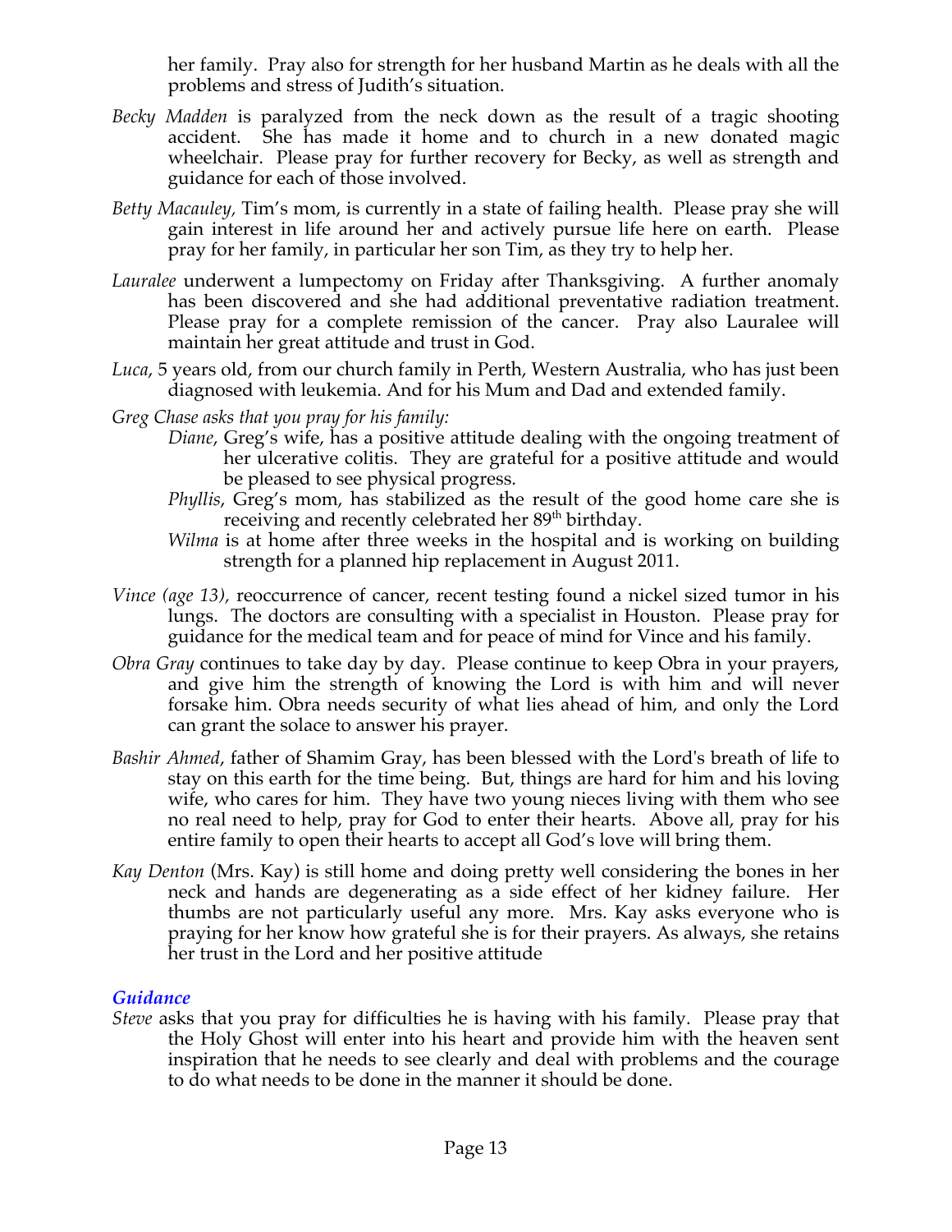her family. Pray also for strength for her husband Martin as he deals with all the problems and stress of Judith's situation.

*Becky Madden* is paralyzed from the neck down as the result of a tragic shooting accident. She has made it home and to church in a new donated magic wheelchair. Please pray for further recovery for Becky, as well as strength and guidance for each of those involved.

*Betty Macauley,* Tim's mom, is currently in a state of failing health. Please pray she will gain interest in life around her and actively pursue life here on earth. Please pray for her family, in particular her son Tim, as they try to help her.

*Lauralee* underwent a lumpectomy on Friday after Thanksgiving. A further anomaly has been discovered and she had additional preventative radiation treatment. Please pray for a complete remission of the cancer. Pray also Lauralee will maintain her great attitude and trust in God.

*Luca*, 5 years old, from our church family in Perth, Western Australia, who has just been diagnosed with leukemia. And for his Mum and Dad and extended family.

*Greg Chase asks that you pray for his family:*

- *Diane*, Greg's wife, has a positive attitude dealing with the ongoing treatment of her ulcerative colitis. They are grateful for a positive attitude and would be pleased to see physical progress.
- *Phyllis*, Greg's mom, has stabilized as the result of the good home care she is receiving and recently celebrated her 89th birthday.
- *Wilma* is at home after three weeks in the hospital and is working on building strength for a planned hip replacement in August 2011.

*Vince (age 13),* reoccurrence of cancer, recent testing found a nickel sized tumor in his lungs. The doctors are consulting with a specialist in Houston. Please pray for guidance for the medical team and for peace of mind for Vince and his family.

*Obra Gray* continues to take day by day. Please continue to keep Obra in your prayers, and give him the strength of knowing the Lord is with him and will never forsake him. Obra needs security of what lies ahead of him, and only the Lord can grant the solace to answer his prayer.

*Bashir Ahmed*, father of Shamim Gray, has been blessed with the Lord's breath of life to stay on this earth for the time being. But, things are hard for him and his loving wife, who cares for him. They have two young nieces living with them who see no real need to help, pray for God to enter their hearts. Above all, pray for his entire family to open their hearts to accept all God's love will bring them.

*Kay Denton* (Mrs. Kay) is still home and doing pretty well considering the bones in her neck and hands are degenerating as a side effect of her kidney failure. Her thumbs are not particularly useful any more. Mrs. Kay asks everyone who is praying for her know how grateful she is for their prayers. As always, she retains her trust in the Lord and her positive attitude

### *Guidance*

*Steve* asks that you pray for difficulties he is having with his family. Please pray that the Holy Ghost will enter into his heart and provide him with the heaven sent inspiration that he needs to see clearly and deal with problems and the courage to do what needs to be done in the manner it should be done.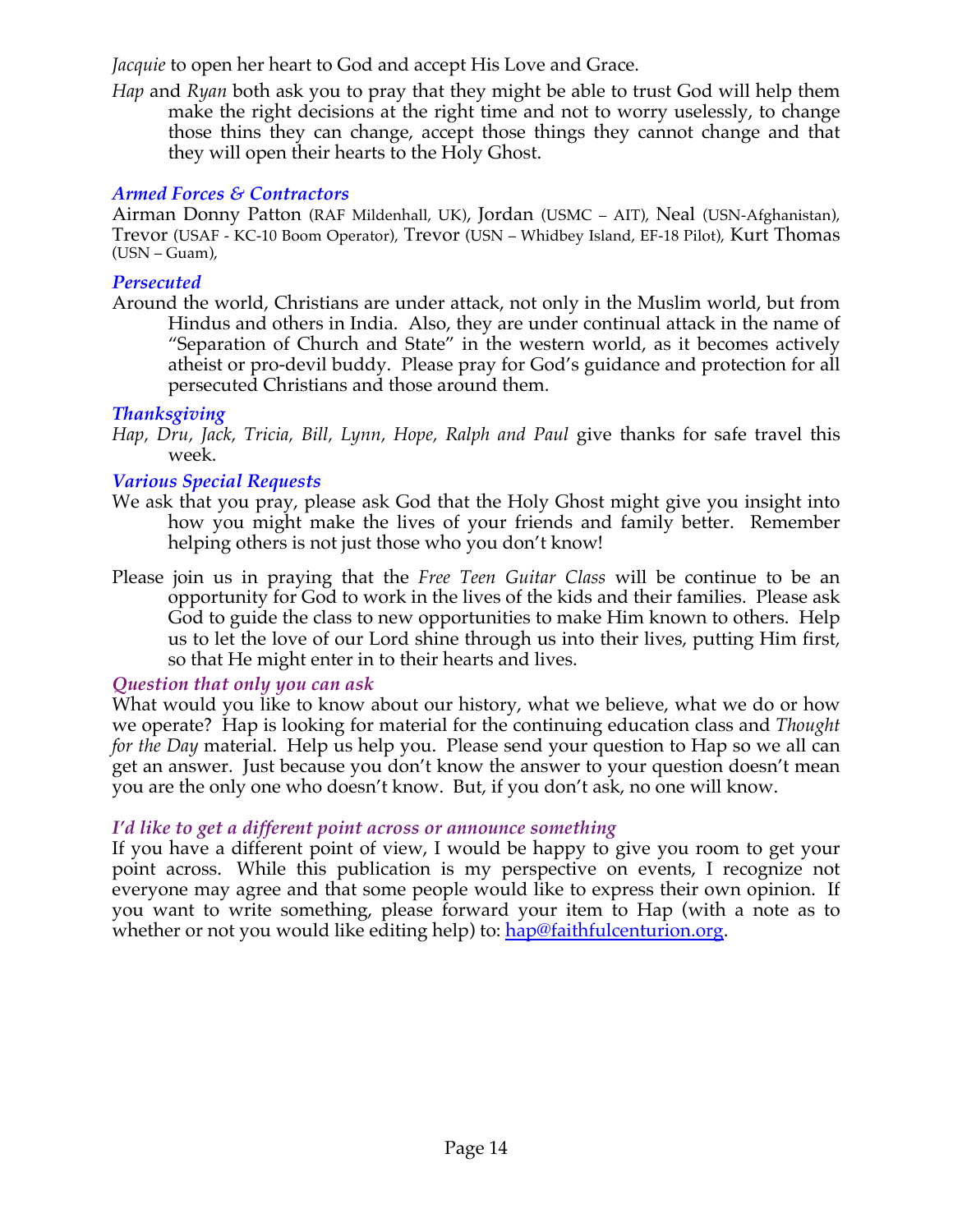*Jacquie* to open her heart to God and accept His Love and Grace.

*Hap* and *Ryan* both ask you to pray that they might be able to trust God will help them make the right decisions at the right time and not to worry uselessly, to change those thins they can change, accept those things they cannot change and that they will open their hearts to the Holy Ghost.

### *Armed Forces & Contractors*

Airman Donny Patton (RAF Mildenhall, UK), Jordan (USMC – AIT), Neal (USN-Afghanistan), Trevor (USAF - KC-10 Boom Operator), Trevor (USN – Whidbey Island, EF-18 Pilot), Kurt Thomas (USN – Guam),

### *Persecuted*

Around the world, Christians are under attack, not only in the Muslim world, but from Hindus and others in India. Also, they are under continual attack in the name of "Separation of Church and State" in the western world, as it becomes actively atheist or pro-devil buddy. Please pray for God's guidance and protection for all persecuted Christians and those around them.

### *Thanksgiving*

*Hap, Dru, Jack, Tricia, Bill, Lynn, Hope, Ralph and Paul* give thanks for safe travel this week.

### *Various Special Requests*

We ask that you pray, please ask God that the Holy Ghost might give you insight into how you might make the lives of your friends and family better. Remember helping others is not just those who you don't know!

Please join us in praying that the *Free Teen Guitar Class* will be continue to be an opportunity for God to work in the lives of the kids and their families. Please ask God to guide the class to new opportunities to make Him known to others. Help us to let the love of our Lord shine through us into their lives, putting Him first, so that He might enter in to their hearts and lives.

### *Question that only you can ask*

What would you like to know about our history, what we believe, what we do or how we operate? Hap is looking for material for the continuing education class and *Thought for the Day* material. Help us help you. Please send your question to Hap so we all can get an answer. Just because you don't know the answer to your question doesn't mean you are the only one who doesn't know. But, if you don't ask, no one will know.

### *I'd like to get a different point across or announce something*

If you have a different point of view, I would be happy to give you room to get your point across. While this publication is my perspective on events, I recognize not everyone may agree and that some people would like to express their own opinion. If you want to write something, please forward your item to Hap (with a note as to whether or not you would like editing help) to: hap@faithfulcenturion.org.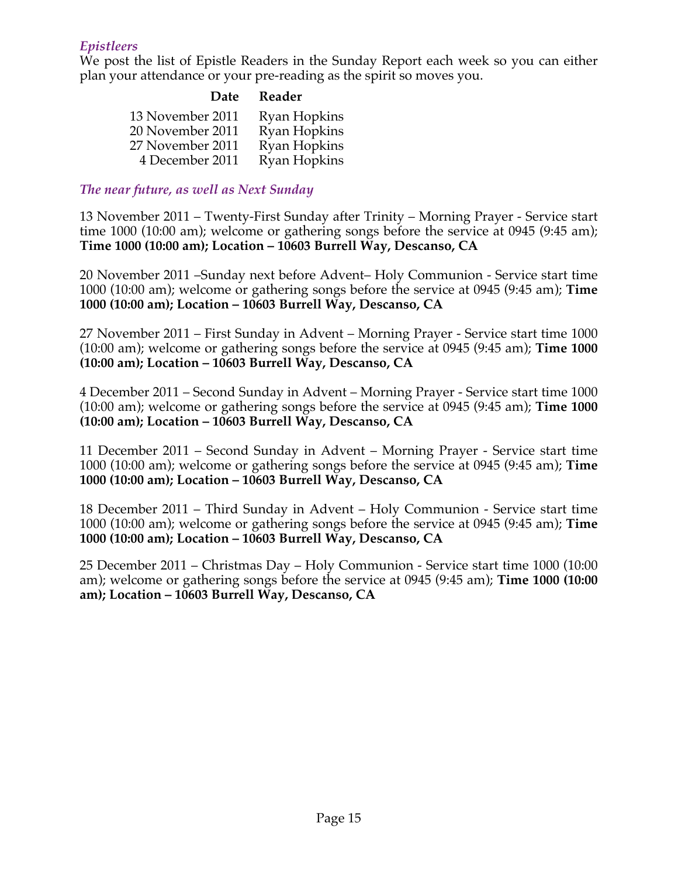*Epistleers*

We post the list of Epistle Readers in the Sunday Report each week so you can either plan your attendance or your pre-reading as the spirit so moves you.

| Date | Reader |
|---|---|
| 13 November 2011 | Ryan Hopkins |
| 20 November 2011 | Ryan Hopkins |
| 27 November 2011 | Ryan Hopkins |
| 4 December 2011 | Ryan Hopkins |

*The near future, as well as Next Sunday*

13 November 2011 – Twenty-First Sunday after Trinity – Morning Prayer - Service start time 1000 (10:00 am); welcome or gathering songs before the service at 0945 (9:45 am); **Time 1000 (10:00 am); Location – 10603 Burrell Way, Descanso, CA**

20 November 2011 –Sunday next before Advent– Holy Communion - Service start time 1000 (10:00 am); welcome or gathering songs before the service at 0945 (9:45 am); **Time 1000 (10:00 am); Location – 10603 Burrell Way, Descanso, CA**

27 November 2011 – First Sunday in Advent – Morning Prayer - Service start time 1000 (10:00 am); welcome or gathering songs before the service at 0945 (9:45 am); **Time 1000 (10:00 am); Location – 10603 Burrell Way, Descanso, CA**

4 December 2011 – Second Sunday in Advent – Morning Prayer - Service start time 1000 (10:00 am); welcome or gathering songs before the service at 0945 (9:45 am); **Time 1000 (10:00 am); Location – 10603 Burrell Way, Descanso, CA**

11 December 2011 – Second Sunday in Advent – Morning Prayer - Service start time 1000 (10:00 am); welcome or gathering songs before the service at 0945 (9:45 am); **Time 1000 (10:00 am); Location – 10603 Burrell Way, Descanso, CA**

18 December 2011 – Third Sunday in Advent – Holy Communion - Service start time 1000 (10:00 am); welcome or gathering songs before the service at 0945 (9:45 am); **Time 1000 (10:00 am); Location – 10603 Burrell Way, Descanso, CA**

25 December 2011 – Christmas Day – Holy Communion - Service start time 1000 (10:00 am); welcome or gathering songs before the service at 0945 (9:45 am); **Time 1000 (10:00 am); Location – 10603 Burrell Way, Descanso, CA**